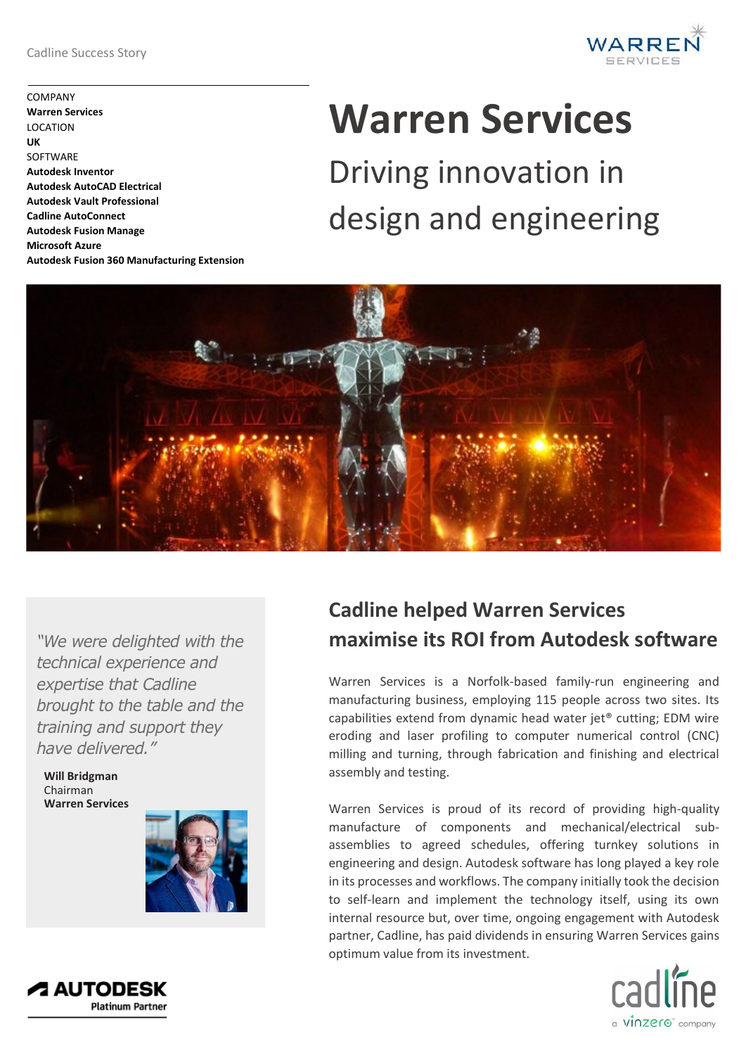Cadline Success Story

COMPANY
**Warren Services**
LOCATION
**UK**
SOFTWARE
**Autodesk Inventor**
**Autodesk AutoCAD Electrical**
**Autodesk Vault Professional**
**Cadline AutoConnect**
**Autodesk Fusion Manage**
**Microsoft Azure**
**Autodesk Fusion 360 Manufacturing Extension**

# Warren Services

## Driving innovation in design and engineering

*"We were delighted with the technical experience and expertise that Cadline brought to the table and the training and support they have delivered."*

**Will Bridgman**
Chairman
**Warren Services**

## Cadline helped Warren Services maximise its ROI from Autodesk software

Warren Services is a Norfolk-based family-run engineering and manufacturing business, employing 115 people across two sites. Its capabilities extend from dynamic head water jet® cutting; EDM wire eroding and laser profiling to computer numerical control (CNC) milling and turning, through fabrication and finishing and electrical assembly and testing.

Warren Services is proud of its record of providing high-quality manufacture of components and mechanical/electrical sub-assemblies to agreed schedules, offering turnkey solutions in engineering and design. Autodesk software has long played a key role in its processes and workflows. The company initially took the decision to self-learn and implement the technology itself, using its own internal resource but, over time, ongoing engagement with Autodesk partner, Cadline, has paid dividends in ensuring Warren Services gains optimum value from its investment.

AUTODESK Platinum Partner

cadline a vinzero company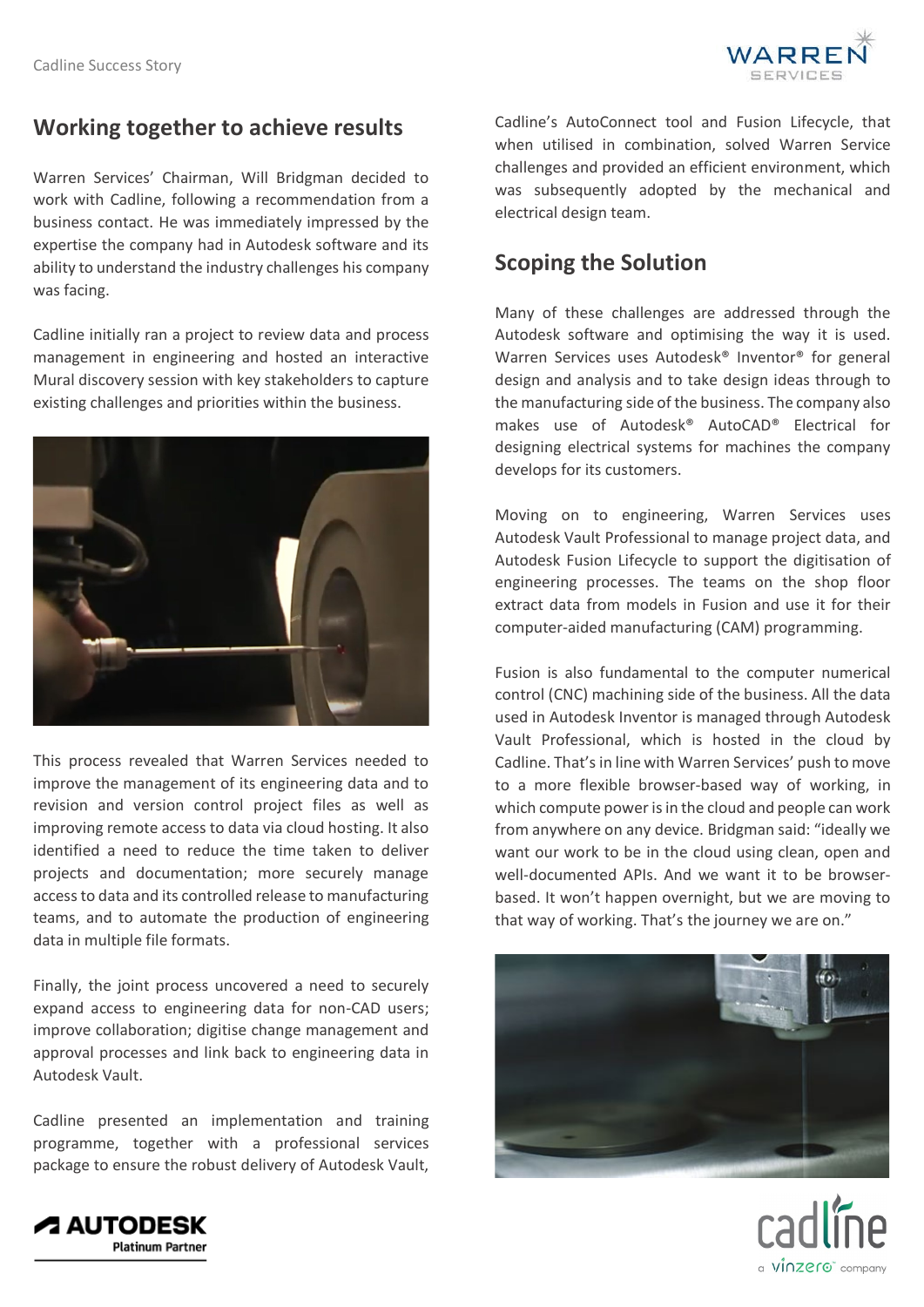## Working together to achieve results

Warren Services' Chairman, Will Bridgman decided to work with Cadline, following a recommendation from a business contact. He was immediately impressed by the expertise the company had in Autodesk software and its ability to understand the industry challenges his company was facing.

Cadline initially ran a project to review data and process management in engineering and hosted an interactive Mural discovery session with key stakeholders to capture existing challenges and priorities within the business.

This process revealed that Warren Services needed to improve the management of its engineering data and to revision and version control project files as well as improving remote access to data via cloud hosting. It also identified a need to reduce the time taken to deliver projects and documentation; more securely manage access to data and its controlled release to manufacturing teams, and to automate the production of engineering data in multiple file formats.

Finally, the joint process uncovered a need to securely expand access to engineering data for non-CAD users; improve collaboration; digitise change management and approval processes and link back to engineering data in Autodesk Vault.

Cadline presented an implementation and training programme, together with a professional services package to ensure the robust delivery of Autodesk Vault, Cadline's AutoConnect tool and Fusion Lifecycle, that when utilised in combination, solved Warren Service challenges and provided an efficient environment, which was subsequently adopted by the mechanical and electrical design team.

## Scoping the Solution

Many of these challenges are addressed through the Autodesk software and optimising the way it is used. Warren Services uses Autodesk® Inventor® for general design and analysis and to take design ideas through to the manufacturing side of the business. The company also makes use of Autodesk® AutoCAD® Electrical for designing electrical systems for machines the company develops for its customers.

Moving on to engineering, Warren Services uses Autodesk Vault Professional to manage project data, and Autodesk Fusion Lifecycle to support the digitisation of engineering processes. The teams on the shop floor extract data from models in Fusion and use it for their computer-aided manufacturing (CAM) programming.

Fusion is also fundamental to the computer numerical control (CNC) machining side of the business. All the data used in Autodesk Inventor is managed through Autodesk Vault Professional, which is hosted in the cloud by Cadline. That's in line with Warren Services' push to move to a more flexible browser-based way of working, in which compute power is in the cloud and people can work from anywhere on any device. Bridgman said: "ideally we want our work to be in the cloud using clean, open and well-documented APIs. And we want it to be browser-based. It won't happen overnight, but we are moving to that way of working. That's the journey we are on."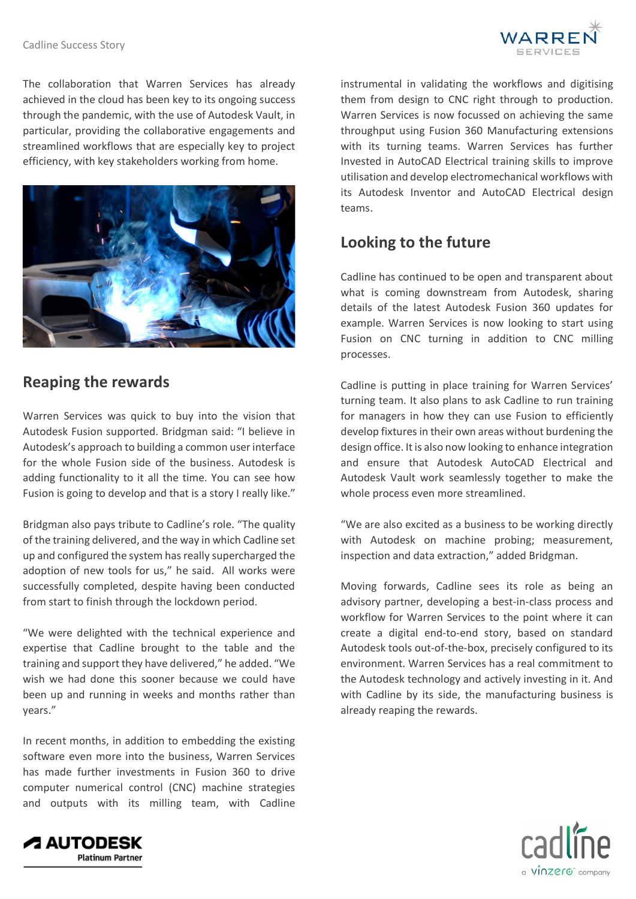The collaboration that Warren Services has already achieved in the cloud has been key to its ongoing success through the pandemic, with the use of Autodesk Vault, in particular, providing the collaborative engagements and streamlined workflows that are especially key to project efficiency, with key stakeholders working from home.

## Reaping the rewards

Warren Services was quick to buy into the vision that Autodesk Fusion supported. Bridgman said: "I believe in Autodesk's approach to building a common user interface for the whole Fusion side of the business. Autodesk is adding functionality to it all the time. You can see how Fusion is going to develop and that is a story I really like."

Bridgman also pays tribute to Cadline's role. "The quality of the training delivered, and the way in which Cadline set up and configured the system has really supercharged the adoption of new tools for us," he said. All works were successfully completed, despite having been conducted from start to finish through the lockdown period.

"We were delighted with the technical experience and expertise that Cadline brought to the table and the training and support they have delivered," he added. "We wish we had done this sooner because we could have been up and running in weeks and months rather than years."

In recent months, in addition to embedding the existing software even more into the business, Warren Services has made further investments in Fusion 360 to drive computer numerical control (CNC) machine strategies and outputs with its milling team, with Cadline instrumental in validating the workflows and digitising them from design to CNC right through to production. Warren Services is now focussed on achieving the same throughput using Fusion 360 Manufacturing extensions with its turning teams. Warren Services has further Invested in AutoCAD Electrical training skills to improve utilisation and develop electromechanical workflows with its Autodesk Inventor and AutoCAD Electrical design teams.

## Looking to the future

Cadline has continued to be open and transparent about what is coming downstream from Autodesk, sharing details of the latest Autodesk Fusion 360 updates for example. Warren Services is now looking to start using Fusion on CNC turning in addition to CNC milling processes.

Cadline is putting in place training for Warren Services' turning team. It also plans to ask Cadline to run training for managers in how they can use Fusion to efficiently develop fixtures in their own areas without burdening the design office. It is also now looking to enhance integration and ensure that Autodesk AutoCAD Electrical and Autodesk Vault work seamlessly together to make the whole process even more streamlined.

"We are also excited as a business to be working directly with Autodesk on machine probing; measurement, inspection and data extraction," added Bridgman.

Moving forwards, Cadline sees its role as being an advisory partner, developing a best-in-class process and workflow for Warren Services to the point where it can create a digital end-to-end story, based on standard Autodesk tools out-of-the-box, precisely configured to its environment. Warren Services has a real commitment to the Autodesk technology and actively investing in it. And with Cadline by its side, the manufacturing business is already reaping the rewards.